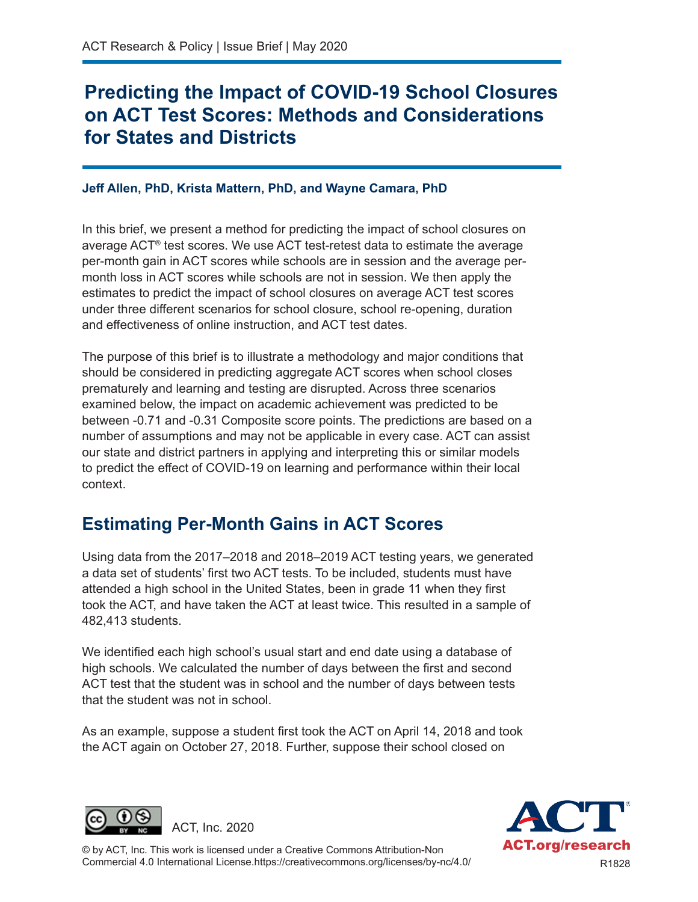# Predicting the Impact of COVID-19 School Closures on ACT Test Scores: Methods and Considerations for States and Districts

**Jeff Allen, PhD, Krista Mattern, PhD, and Wayne Camara, PhD**

In this brief, we present a method for predicting the impact of school closures on average ACT® test scores. We use ACT test-retest data to estimate the average per-month gain in ACT scores while schools are in session and the average per-month loss in ACT scores while schools are not in session. We then apply the estimates to predict the impact of school closures on average ACT test scores under three different scenarios for school closure, school re-opening, duration and effectiveness of online instruction, and ACT test dates.

The purpose of this brief is to illustrate a methodology and major conditions that should be considered in predicting aggregate ACT scores when school closes prematurely and learning and testing are disrupted. Across three scenarios examined below, the impact on academic achievement was predicted to be between -0.71 and -0.31 Composite score points. The predictions are based on a number of assumptions and may not be applicable in every case. ACT can assist our state and district partners in applying and interpreting this or similar models to predict the effect of COVID-19 on learning and performance within their local context.

## Estimating Per-Month Gains in ACT Scores

Using data from the 2017–2018 and 2018–2019 ACT testing years, we generated a data set of students' first two ACT tests. To be included, students must have attended a high school in the United States, been in grade 11 when they first took the ACT, and have taken the ACT at least twice. This resulted in a sample of 482,413 students.

We identified each high school's usual start and end date using a database of high schools. We calculated the number of days between the first and second ACT test that the student was in school and the number of days between tests that the student was not in school.

As an example, suppose a student first took the ACT on April 14, 2018 and took the ACT again on October 27, 2018. Further, suppose their school closed on

ACT, Inc. 2020

© by ACT, Inc. This work is licensed under a Creative Commons Attribution-Non Commercial 4.0 International License.https://creativecommons.org/licenses/by-nc/4.0/

R1828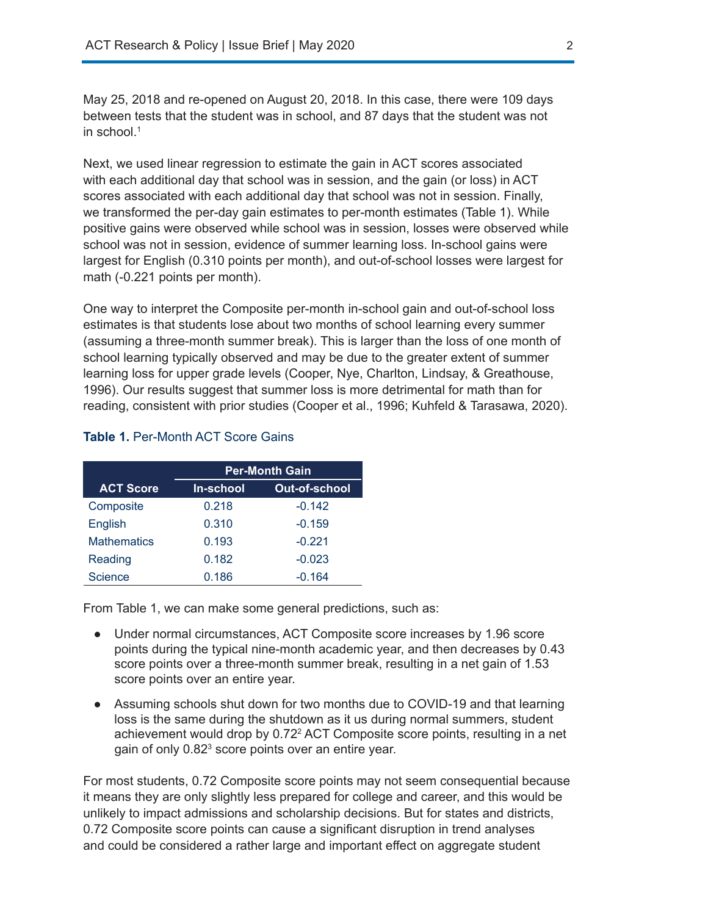May 25, 2018 and re-opened on August 20, 2018. In this case, there were 109 days between tests that the student was in school, and 87 days that the student was not in school.[1]

Next, we used linear regression to estimate the gain in ACT scores associated with each additional day that school was in session, and the gain (or loss) in ACT scores associated with each additional day that school was not in session. Finally, we transformed the per-day gain estimates to per-month estimates (Table 1). While positive gains were observed while school was in session, losses were observed while school was not in session, evidence of summer learning loss. In-school gains were largest for English (0.310 points per month), and out-of-school losses were largest for math (-0.221 points per month).

One way to interpret the Composite per-month in-school gain and out-of-school loss estimates is that students lose about two months of school learning every summer (assuming a three-month summer break). This is larger than the loss of one month of school learning typically observed and may be due to the greater extent of summer learning loss for upper grade levels (Cooper, Nye, Charlton, Lindsay, & Greathouse, 1996). Our results suggest that summer loss is more detrimental for math than for reading, consistent with prior studies (Cooper et al., 1996; Kuhfeld & Tarasawa, 2020).

**Table 1.** Per-Month ACT Score Gains

| | Per-Month Gain | |
|---|---|---|
| **ACT Score** | **In-school** | **Out-of-school** |
| Composite | 0.218 | -0.142 |
| English | 0.310 | -0.159 |
| Mathematics | 0.193 | -0.221 |
| Reading | 0.182 | -0.023 |
| Science | 0.186 | -0.164 |

From Table 1, we can make some general predictions, such as:

- Under normal circumstances, ACT Composite score increases by 1.96 score points during the typical nine-month academic year, and then decreases by 0.43 score points over a three-month summer break, resulting in a net gain of 1.53 score points over an entire year.
- Assuming schools shut down for two months due to COVID-19 and that learning loss is the same during the shutdown as it us during normal summers, student achievement would drop by 0.72[2] ACT Composite score points, resulting in a net gain of only 0.82[3] score points over an entire year.

For most students, 0.72 Composite score points may not seem consequential because it means they are only slightly less prepared for college and career, and this would be unlikely to impact admissions and scholarship decisions. But for states and districts, 0.72 Composite score points can cause a significant disruption in trend analyses and could be considered a rather large and important effect on aggregate student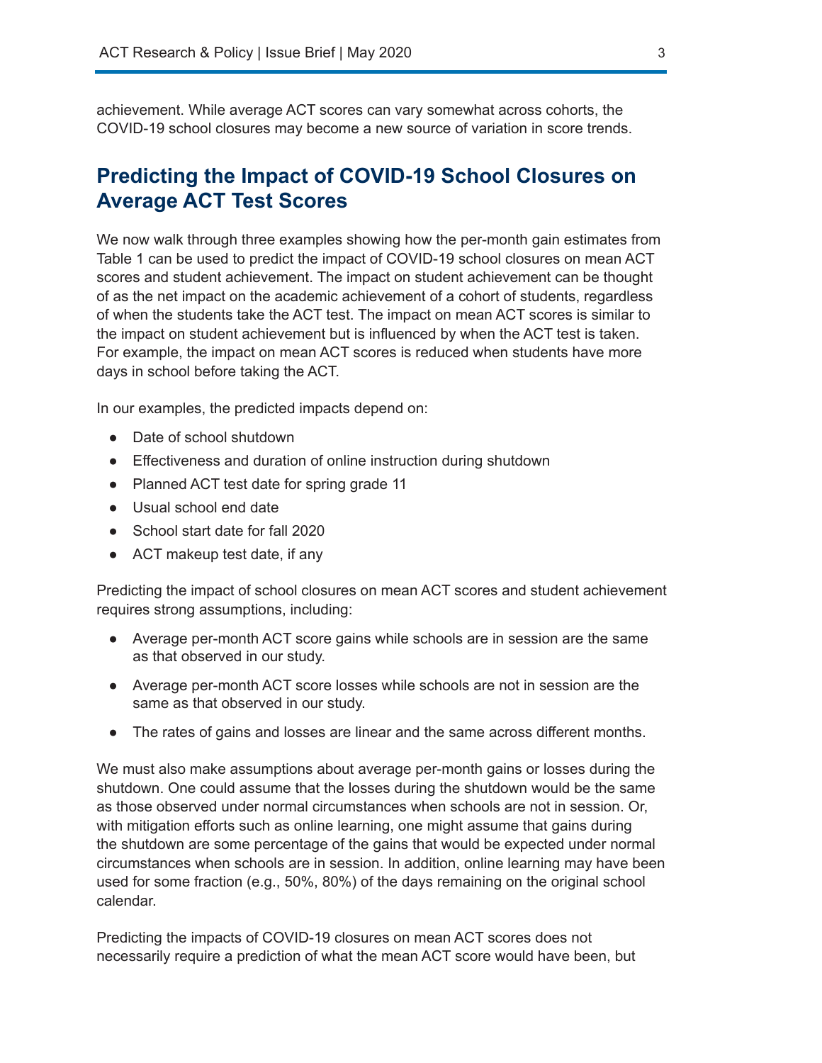achievement. While average ACT scores can vary somewhat across cohorts, the COVID-19 school closures may become a new source of variation in score trends.

## Predicting the Impact of COVID-19 School Closures on Average ACT Test Scores

We now walk through three examples showing how the per-month gain estimates from Table 1 can be used to predict the impact of COVID-19 school closures on mean ACT scores and student achievement. The impact on student achievement can be thought of as the net impact on the academic achievement of a cohort of students, regardless of when the students take the ACT test. The impact on mean ACT scores is similar to the impact on student achievement but is influenced by when the ACT test is taken. For example, the impact on mean ACT scores is reduced when students have more days in school before taking the ACT.

In our examples, the predicted impacts depend on:

- Date of school shutdown
- Effectiveness and duration of online instruction during shutdown
- Planned ACT test date for spring grade 11
- Usual school end date
- School start date for fall 2020
- ACT makeup test date, if any

Predicting the impact of school closures on mean ACT scores and student achievement requires strong assumptions, including:

- Average per-month ACT score gains while schools are in session are the same as that observed in our study.
- Average per-month ACT score losses while schools are not in session are the same as that observed in our study.
- The rates of gains and losses are linear and the same across different months.

We must also make assumptions about average per-month gains or losses during the shutdown. One could assume that the losses during the shutdown would be the same as those observed under normal circumstances when schools are not in session. Or, with mitigation efforts such as online learning, one might assume that gains during the shutdown are some percentage of the gains that would be expected under normal circumstances when schools are in session. In addition, online learning may have been used for some fraction (e.g., 50%, 80%) of the days remaining on the original school calendar.

Predicting the impacts of COVID-19 closures on mean ACT scores does not necessarily require a prediction of what the mean ACT score would have been, but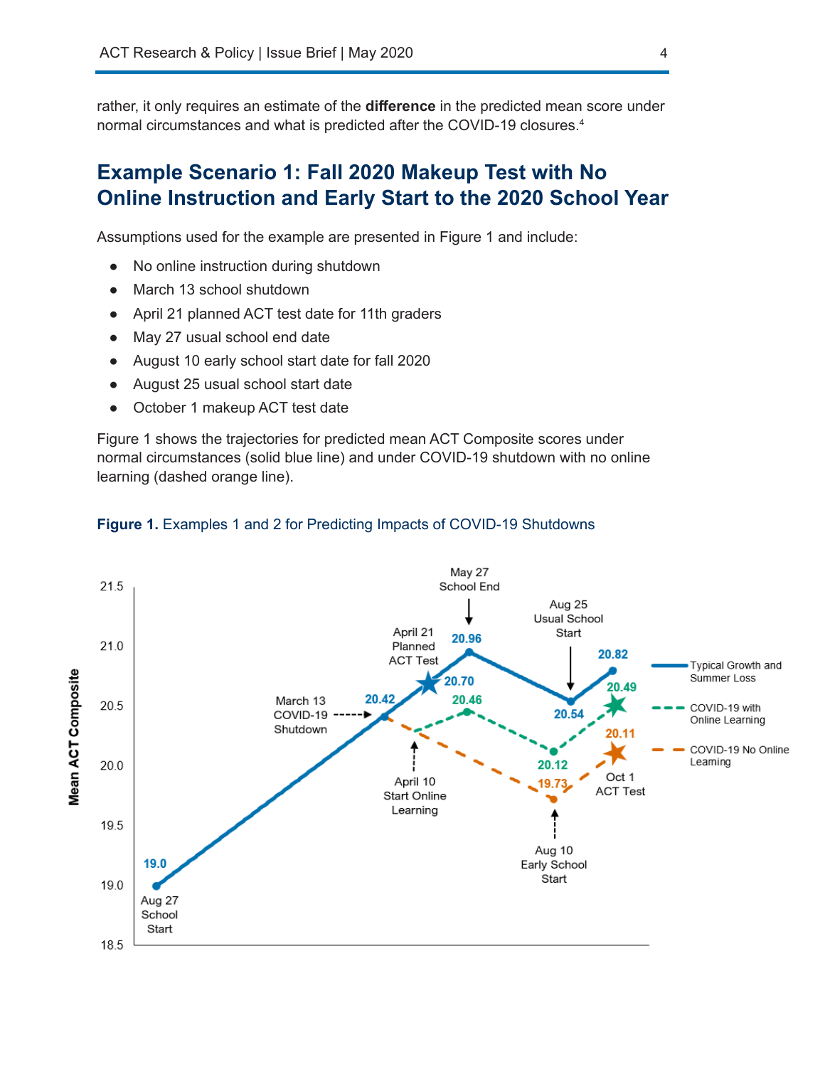rather, it only requires an estimate of the **difference** in the predicted mean score under normal circumstances and what is predicted after the COVID-19 closures.[4]

## Example Scenario 1: Fall 2020 Makeup Test with No Online Instruction and Early Start to the 2020 School Year

Assumptions used for the example are presented in Figure 1 and include:

- No online instruction during shutdown
- March 13 school shutdown
- April 21 planned ACT test date for 11th graders
- May 27 usual school end date
- August 10 early school start date for fall 2020
- August 25 usual school start date
- October 1 makeup ACT test date

Figure 1 shows the trajectories for predicted mean ACT Composite scores under normal circumstances (solid blue line) and under COVID-19 shutdown with no online learning (dashed orange line).

**Figure 1.** Examples 1 and 2 for Predicting Impacts of COVID-19 Shutdowns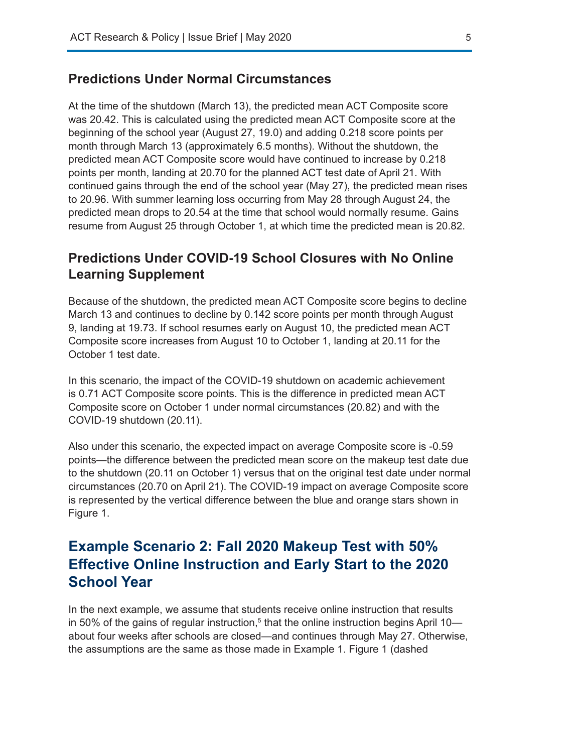### Predictions Under Normal Circumstances

At the time of the shutdown (March 13), the predicted mean ACT Composite score was 20.42. This is calculated using the predicted mean ACT Composite score at the beginning of the school year (August 27, 19.0) and adding 0.218 score points per month through March 13 (approximately 6.5 months). Without the shutdown, the predicted mean ACT Composite score would have continued to increase by 0.218 points per month, landing at 20.70 for the planned ACT test date of April 21. With continued gains through the end of the school year (May 27), the predicted mean rises to 20.96. With summer learning loss occurring from May 28 through August 24, the predicted mean drops to 20.54 at the time that school would normally resume. Gains resume from August 25 through October 1, at which time the predicted mean is 20.82.

### Predictions Under COVID-19 School Closures with No Online Learning Supplement

Because of the shutdown, the predicted mean ACT Composite score begins to decline March 13 and continues to decline by 0.142 score points per month through August 9, landing at 19.73. If school resumes early on August 10, the predicted mean ACT Composite score increases from August 10 to October 1, landing at 20.11 for the October 1 test date.

In this scenario, the impact of the COVID-19 shutdown on academic achievement is 0.71 ACT Composite score points. This is the difference in predicted mean ACT Composite score on October 1 under normal circumstances (20.82) and with the COVID-19 shutdown (20.11).

Also under this scenario, the expected impact on average Composite score is -0.59 points—the difference between the predicted mean score on the makeup test date due to the shutdown (20.11 on October 1) versus that on the original test date under normal circumstances (20.70 on April 21). The COVID-19 impact on average Composite score is represented by the vertical difference between the blue and orange stars shown in Figure 1.

## Example Scenario 2: Fall 2020 Makeup Test with 50% Effective Online Instruction and Early Start to the 2020 School Year

In the next example, we assume that students receive online instruction that results in 50% of the gains of regular instruction,[5] that the online instruction begins April 10—about four weeks after schools are closed—and continues through May 27. Otherwise, the assumptions are the same as those made in Example 1. Figure 1 (dashed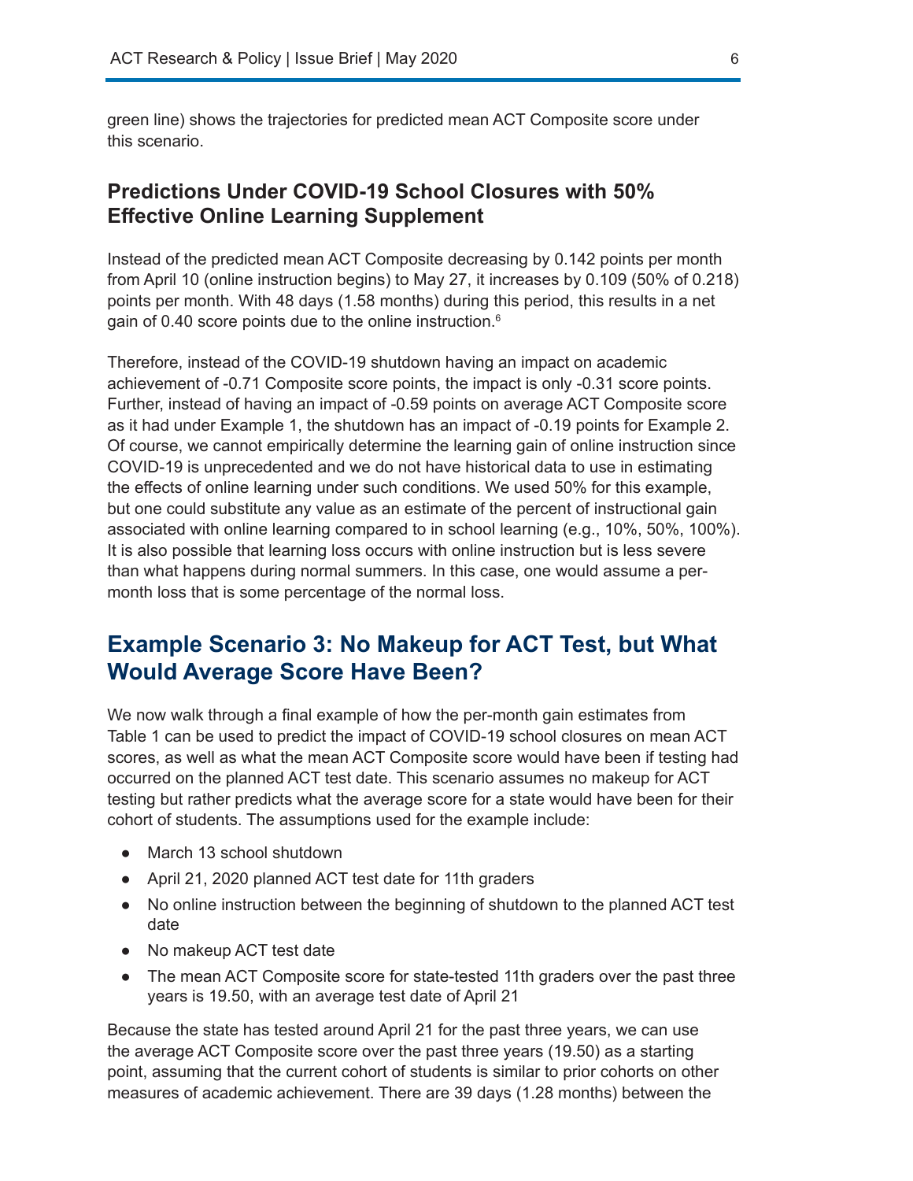green line) shows the trajectories for predicted mean ACT Composite score under this scenario.

### Predictions Under COVID-19 School Closures with 50% Effective Online Learning Supplement

Instead of the predicted mean ACT Composite decreasing by 0.142 points per month from April 10 (online instruction begins) to May 27, it increases by 0.109 (50% of 0.218) points per month. With 48 days (1.58 months) during this period, this results in a net gain of 0.40 score points due to the online instruction.[6]

Therefore, instead of the COVID-19 shutdown having an impact on academic achievement of -0.71 Composite score points, the impact is only -0.31 score points. Further, instead of having an impact of -0.59 points on average ACT Composite score as it had under Example 1, the shutdown has an impact of -0.19 points for Example 2. Of course, we cannot empirically determine the learning gain of online instruction since COVID-19 is unprecedented and we do not have historical data to use in estimating the effects of online learning under such conditions. We used 50% for this example, but one could substitute any value as an estimate of the percent of instructional gain associated with online learning compared to in school learning (e.g., 10%, 50%, 100%). It is also possible that learning loss occurs with online instruction but is less severe than what happens during normal summers. In this case, one would assume a per-month loss that is some percentage of the normal loss.

## Example Scenario 3: No Makeup for ACT Test, but What Would Average Score Have Been?

We now walk through a final example of how the per-month gain estimates from Table 1 can be used to predict the impact of COVID-19 school closures on mean ACT scores, as well as what the mean ACT Composite score would have been if testing had occurred on the planned ACT test date. This scenario assumes no makeup for ACT testing but rather predicts what the average score for a state would have been for their cohort of students. The assumptions used for the example include:

- March 13 school shutdown
- April 21, 2020 planned ACT test date for 11th graders
- No online instruction between the beginning of shutdown to the planned ACT test date
- No makeup ACT test date
- The mean ACT Composite score for state-tested 11th graders over the past three years is 19.50, with an average test date of April 21

Because the state has tested around April 21 for the past three years, we can use the average ACT Composite score over the past three years (19.50) as a starting point, assuming that the current cohort of students is similar to prior cohorts on other measures of academic achievement. There are 39 days (1.28 months) between the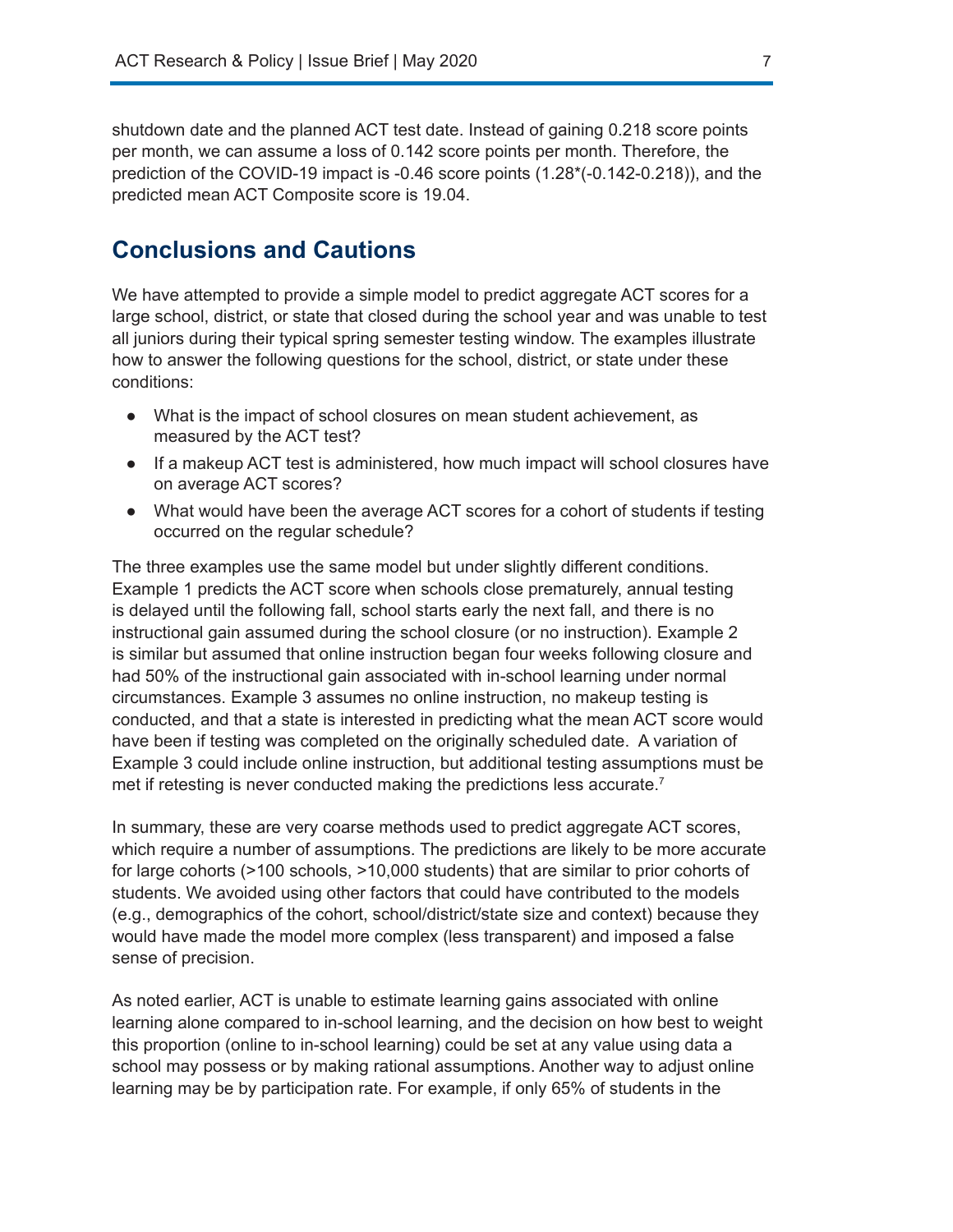shutdown date and the planned ACT test date. Instead of gaining 0.218 score points per month, we can assume a loss of 0.142 score points per month. Therefore, the prediction of the COVID-19 impact is -0.46 score points (1.28*(-0.142-0.218)), and the predicted mean ACT Composite score is 19.04.

## Conclusions and Cautions

We have attempted to provide a simple model to predict aggregate ACT scores for a large school, district, or state that closed during the school year and was unable to test all juniors during their typical spring semester testing window. The examples illustrate how to answer the following questions for the school, district, or state under these conditions:

- What is the impact of school closures on mean student achievement, as measured by the ACT test?
- If a makeup ACT test is administered, how much impact will school closures have on average ACT scores?
- What would have been the average ACT scores for a cohort of students if testing occurred on the regular schedule?

The three examples use the same model but under slightly different conditions. Example 1 predicts the ACT score when schools close prematurely, annual testing is delayed until the following fall, school starts early the next fall, and there is no instructional gain assumed during the school closure (or no instruction). Example 2 is similar but assumed that online instruction began four weeks following closure and had 50% of the instructional gain associated with in-school learning under normal circumstances. Example 3 assumes no online instruction, no makeup testing is conducted, and that a state is interested in predicting what the mean ACT score would have been if testing was completed on the originally scheduled date. A variation of Example 3 could include online instruction, but additional testing assumptions must be met if retesting is never conducted making the predictions less accurate.[7]

In summary, these are very coarse methods used to predict aggregate ACT scores, which require a number of assumptions. The predictions are likely to be more accurate for large cohorts (>100 schools, >10,000 students) that are similar to prior cohorts of students. We avoided using other factors that could have contributed to the models (e.g., demographics of the cohort, school/district/state size and context) because they would have made the model more complex (less transparent) and imposed a false sense of precision.

As noted earlier, ACT is unable to estimate learning gains associated with online learning alone compared to in-school learning, and the decision on how best to weight this proportion (online to in-school learning) could be set at any value using data a school may possess or by making rational assumptions. Another way to adjust online learning may be by participation rate. For example, if only 65% of students in the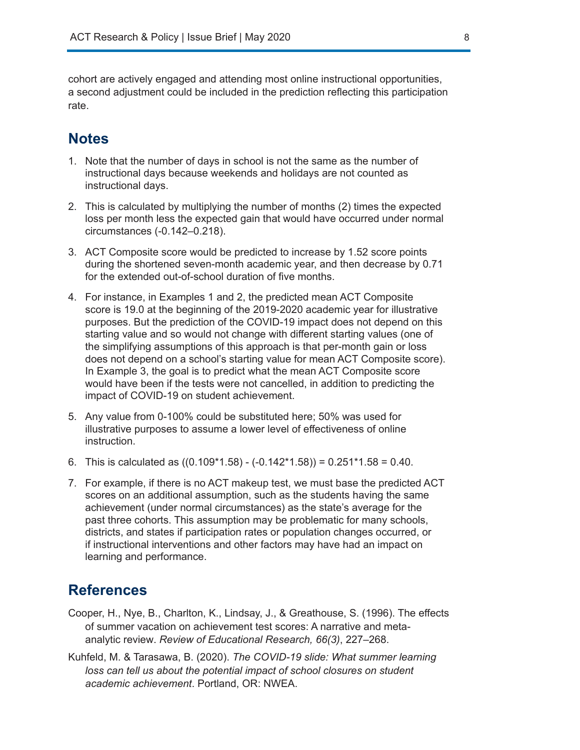cohort are actively engaged and attending most online instructional opportunities, a second adjustment could be included in the prediction reflecting this participation rate.

## Notes

1. Note that the number of days in school is not the same as the number of instructional days because weekends and holidays are not counted as instructional days.
2. This is calculated by multiplying the number of months (2) times the expected loss per month less the expected gain that would have occurred under normal circumstances (-0.142–0.218).
3. ACT Composite score would be predicted to increase by 1.52 score points during the shortened seven-month academic year, and then decrease by 0.71 for the extended out-of-school duration of five months.
4. For instance, in Examples 1 and 2, the predicted mean ACT Composite score is 19.0 at the beginning of the 2019-2020 academic year for illustrative purposes. But the prediction of the COVID-19 impact does not depend on this starting value and so would not change with different starting values (one of the simplifying assumptions of this approach is that per-month gain or loss does not depend on a school's starting value for mean ACT Composite score). In Example 3, the goal is to predict what the mean ACT Composite score would have been if the tests were not cancelled, in addition to predicting the impact of COVID-19 on student achievement.
5. Any value from 0-100% could be substituted here; 50% was used for illustrative purposes to assume a lower level of effectiveness of online instruction.
6. This is calculated as $((0.109*1.58) - (-0.142*1.58)) = 0.251*1.58 = 0.40$.
7. For example, if there is no ACT makeup test, we must base the predicted ACT scores on an additional assumption, such as the students having the same achievement (under normal circumstances) as the state's average for the past three cohorts. This assumption may be problematic for many schools, districts, and states if participation rates or population changes occurred, or if instructional interventions and other factors may have had an impact on learning and performance.

## References

Cooper, H., Nye, B., Charlton, K., Lindsay, J., & Greathouse, S. (1996). The effects of summer vacation on achievement test scores: A narrative and meta-analytic review. *Review of Educational Research, 66(3)*, 227–268.

Kuhfeld, M. & Tarasawa, B. (2020). *The COVID-19 slide: What summer learning loss can tell us about the potential impact of school closures on student academic achievement*. Portland, OR: NWEA.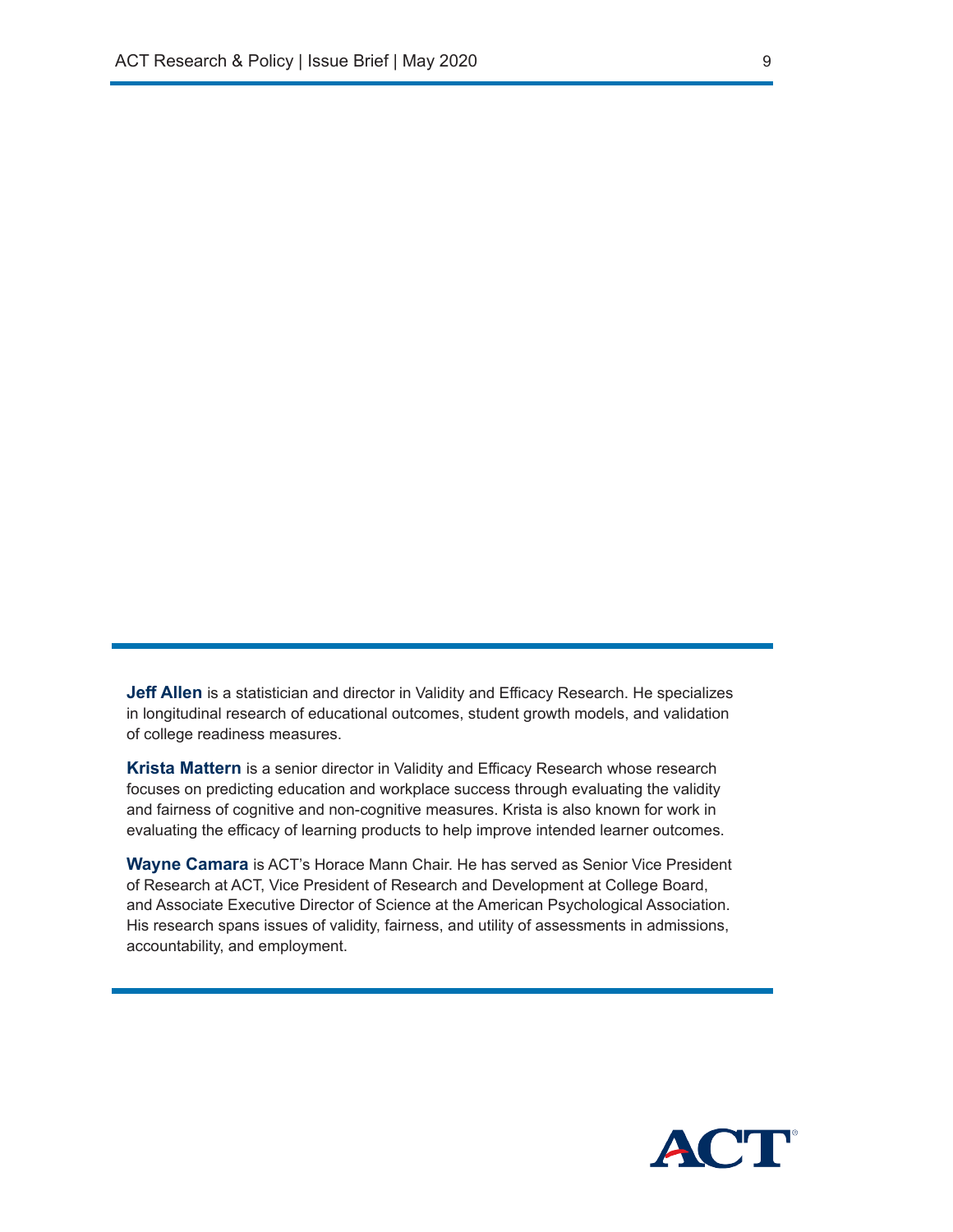**Jeff Allen** is a statistician and director in Validity and Efficacy Research. He specializes in longitudinal research of educational outcomes, student growth models, and validation of college readiness measures.

**Krista Mattern** is a senior director in Validity and Efficacy Research whose research focuses on predicting education and workplace success through evaluating the validity and fairness of cognitive and non-cognitive measures. Krista is also known for work in evaluating the efficacy of learning products to help improve intended learner outcomes.

**Wayne Camara** is ACT's Horace Mann Chair. He has served as Senior Vice President of Research at ACT, Vice President of Research and Development at College Board, and Associate Executive Director of Science at the American Psychological Association. His research spans issues of validity, fairness, and utility of assessments in admissions, accountability, and employment.